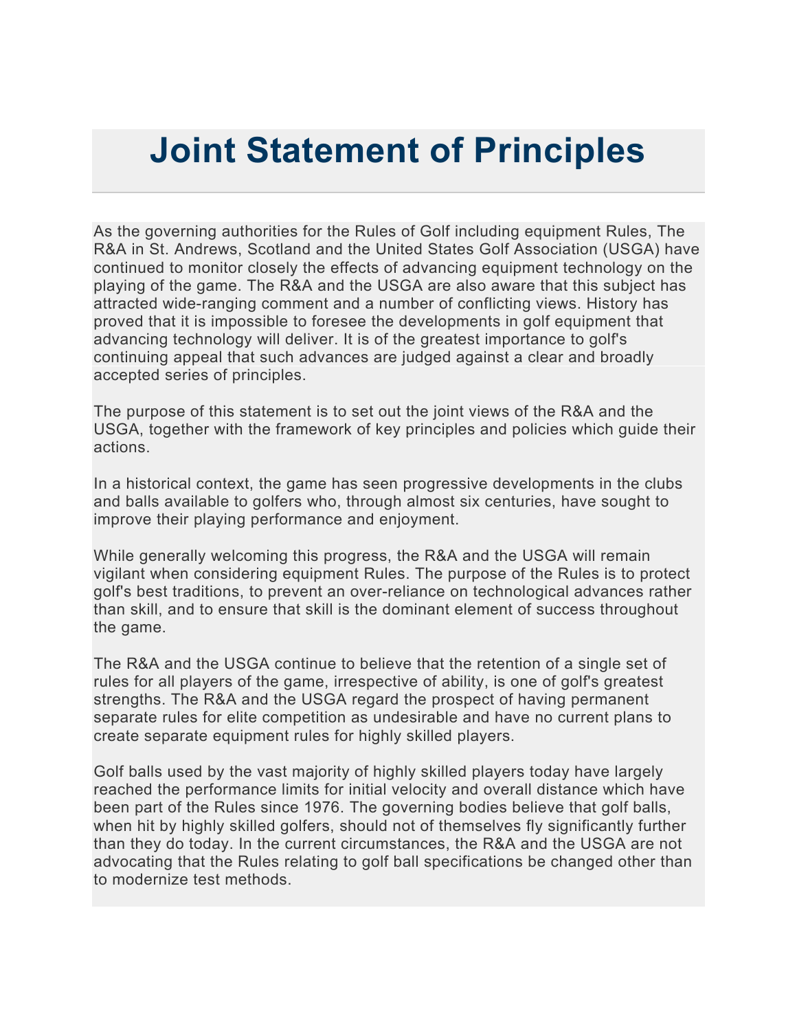# Joint Statement of Principles

As the governing authorities for the Rules of Golf including equipment Rules, The R&A in St. Andrews, Scotland and the United States Golf Association (USGA) have continued to monitor closely the effects of advancing equipment technology on the playing of the game. The R&A and the USGA are also aware that this subject has attracted wide-ranging comment and a number of conflicting views. History has proved that it is impossible to foresee the developments in golf equipment that advancing technology will deliver. It is of the greatest importance to golf's continuing appeal that such advances are judged against a clear and broadly accepted series of principles.

The purpose of this statement is to set out the joint views of the R&A and the USGA, together with the framework of key principles and policies which guide their actions.

In a historical context, the game has seen progressive developments in the clubs and balls available to golfers who, through almost six centuries, have sought to improve their playing performance and enjoyment.

While generally welcoming this progress, the R&A and the USGA will remain vigilant when considering equipment Rules. The purpose of the Rules is to protect golf's best traditions, to prevent an over-reliance on technological advances rather than skill, and to ensure that skill is the dominant element of success throughout the game.

The R&A and the USGA continue to believe that the retention of a single set of rules for all players of the game, irrespective of ability, is one of golf's greatest strengths. The R&A and the USGA regard the prospect of having permanent separate rules for elite competition as undesirable and have no current plans to create separate equipment rules for highly skilled players.

Golf balls used by the vast majority of highly skilled players today have largely reached the performance limits for initial velocity and overall distance which have been part of the Rules since 1976. The governing bodies believe that golf balls, when hit by highly skilled golfers, should not of themselves fly significantly further than they do today. In the current circumstances, the R&A and the USGA are not advocating that the Rules relating to golf ball specifications be changed other than to modernize test methods.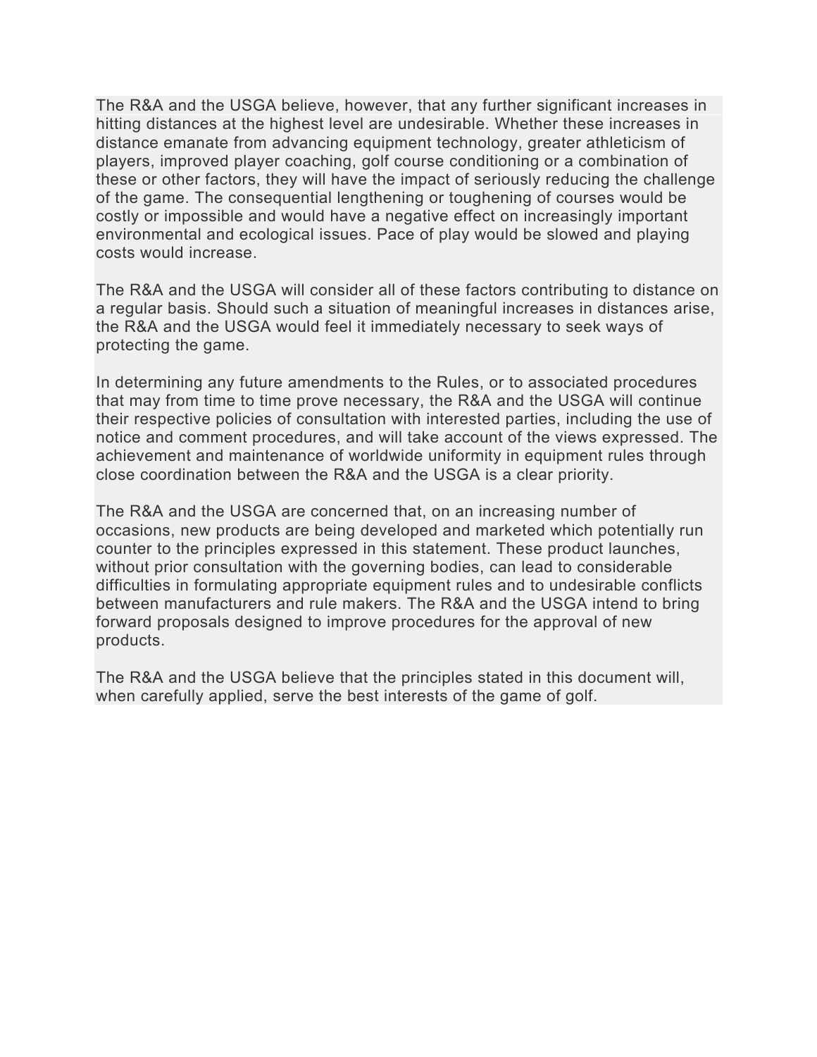The R&A and the USGA believe, however, that any further significant increases in hitting distances at the highest level are undesirable. Whether these increases in distance emanate from advancing equipment technology, greater athleticism of players, improved player coaching, golf course conditioning or a combination of these or other factors, they will have the impact of seriously reducing the challenge of the game. The consequential lengthening or toughening of courses would be costly or impossible and would have a negative effect on increasingly important environmental and ecological issues. Pace of play would be slowed and playing costs would increase.

The R&A and the USGA will consider all of these factors contributing to distance on a regular basis. Should such a situation of meaningful increases in distances arise, the R&A and the USGA would feel it immediately necessary to seek ways of protecting the game.

In determining any future amendments to the Rules, or to associated procedures that may from time to time prove necessary, the R&A and the USGA will continue their respective policies of consultation with interested parties, including the use of notice and comment procedures, and will take account of the views expressed. The achievement and maintenance of worldwide uniformity in equipment rules through close coordination between the R&A and the USGA is a clear priority.

The R&A and the USGA are concerned that, on an increasing number of occasions, new products are being developed and marketed which potentially run counter to the principles expressed in this statement. These product launches, without prior consultation with the governing bodies, can lead to considerable difficulties in formulating appropriate equipment rules and to undesirable conflicts between manufacturers and rule makers. The R&A and the USGA intend to bring forward proposals designed to improve procedures for the approval of new products.

The R&A and the USGA believe that the principles stated in this document will, when carefully applied, serve the best interests of the game of golf.